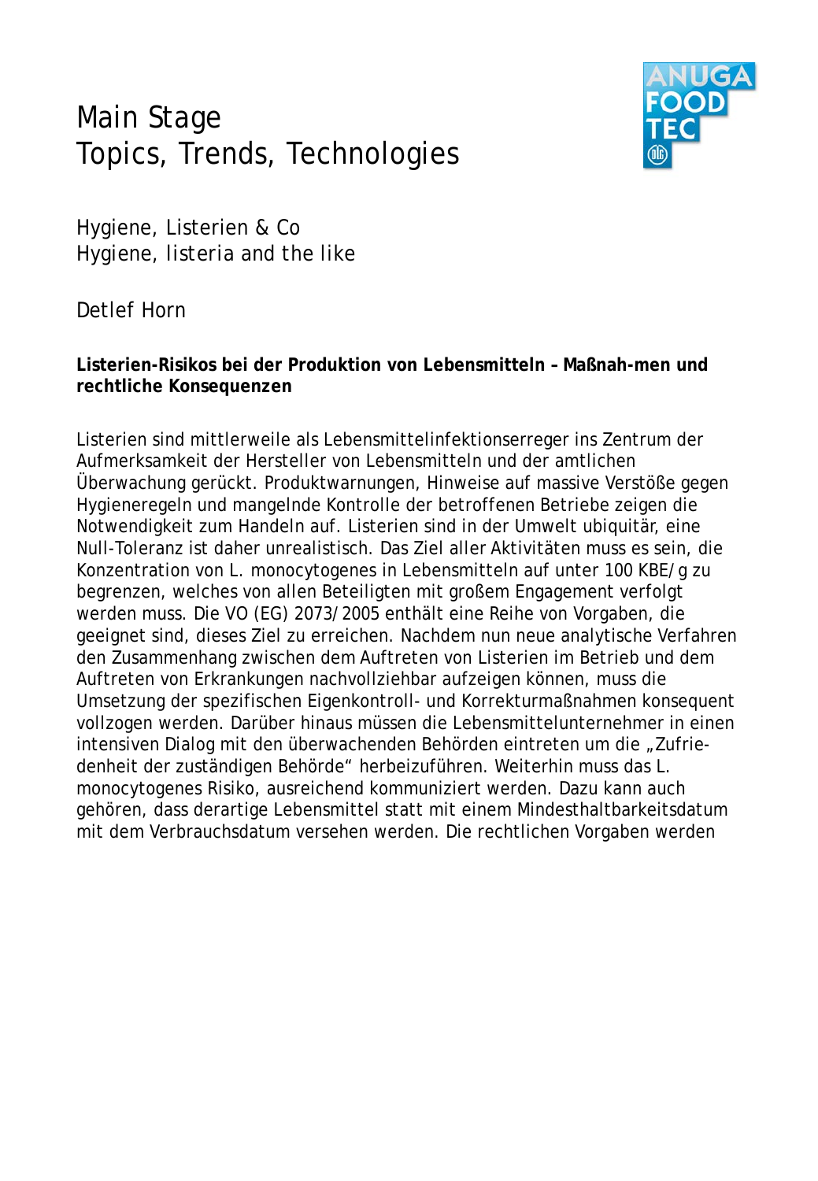# Main Stage
# Topics, Trends, Technologies

ANUGA FOOD TEC

## Hygiene, Listerien & Co
## Hygiene, listeria and the like

Detlef Horn

**Listerien-Risikos bei der Produktion von Lebensmitteln – Maßnah-men und rechtliche Konsequenzen**

Listerien sind mittlerweile als Lebensmittelinfektionserreger ins Zentrum der Aufmerksamkeit der Hersteller von Lebensmitteln und der amtlichen Überwachung gerückt. Produktwarnungen, Hinweise auf massive Verstöße gegen Hygieneregeln und mangelnde Kontrolle der betroffenen Betriebe zeigen die Notwendigkeit zum Handeln auf. Listerien sind in der Umwelt ubiquitär, eine Null-Toleranz ist daher unrealistisch. Das Ziel aller Aktivitäten muss es sein, die Konzentration von L. monocytogenes in Lebensmitteln auf unter 100 KBE/g zu begrenzen, welches von allen Beteiligten mit großem Engagement verfolgt werden muss. Die VO (EG) 2073/2005 enthält eine Reihe von Vorgaben, die geeignet sind, dieses Ziel zu erreichen. Nachdem nun neue analytische Verfahren den Zusammenhang zwischen dem Auftreten von Listerien im Betrieb und dem Auftreten von Erkrankungen nachvollziehbar aufzeigen können, muss die Umsetzung der spezifischen Eigenkontroll- und Korrekturmaßnahmen konsequent vollzogen werden. Darüber hinaus müssen die Lebensmittelunternehmer in einen intensiven Dialog mit den überwachenden Behörden eintreten um die „Zufrie-denheit der zuständigen Behörde" herbeizuführen. Weiterhin muss das L. monocytogenes Risiko, ausreichend kommuniziert werden. Dazu kann auch gehören, dass derartige Lebensmittel statt mit einem Mindesthaltbarkeitsdatum mit dem Verbrauchsdatum versehen werden. Die rechtlichen Vorgaben werden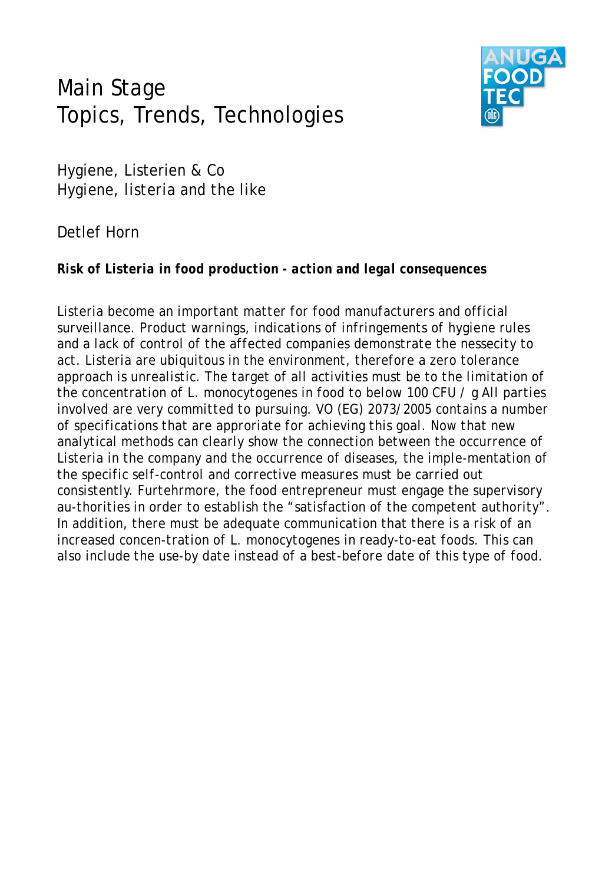# Main Stage
# Topics, Trends, Technologies

## Hygiene, Listerien & Co
## Hygiene, listeria and the like

Detlef Horn

***Risk of Listeria in food production - action and legal consequences***

Listeria become an important matter for food manufacturers and official surveillance. Product warnings, indications of infringements of hygiene rules and a lack of control of the affected companies demonstrate the nessecity to act. Listeria are ubiquitous in the environment, therefore a zero tolerance approach is unrealistic. The target of all activities must be to the limitation of the concentration of L. monocytogenes in food to below 100 CFU / g All parties involved are very committed to pursuing. VO (EG) 2073/2005 contains a number of specifications that are approriate for achieving this goal. Now that new analytical methods can clearly show the connection between the occurrence of Listeria in the company and the occurrence of diseases, the imple-mentation of the specific self-control and corrective measures must be carried out consistently. Furtehrmore, the food entrepreneur must engage the supervisory au-thorities in order to establish the "satisfaction of the competent authority". In addition, there must be adequate communication that there is a risk of an increased concen-tration of L. monocytogenes in ready-to-eat foods. This can also include the use-by date instead of a best-before date of this type of food.